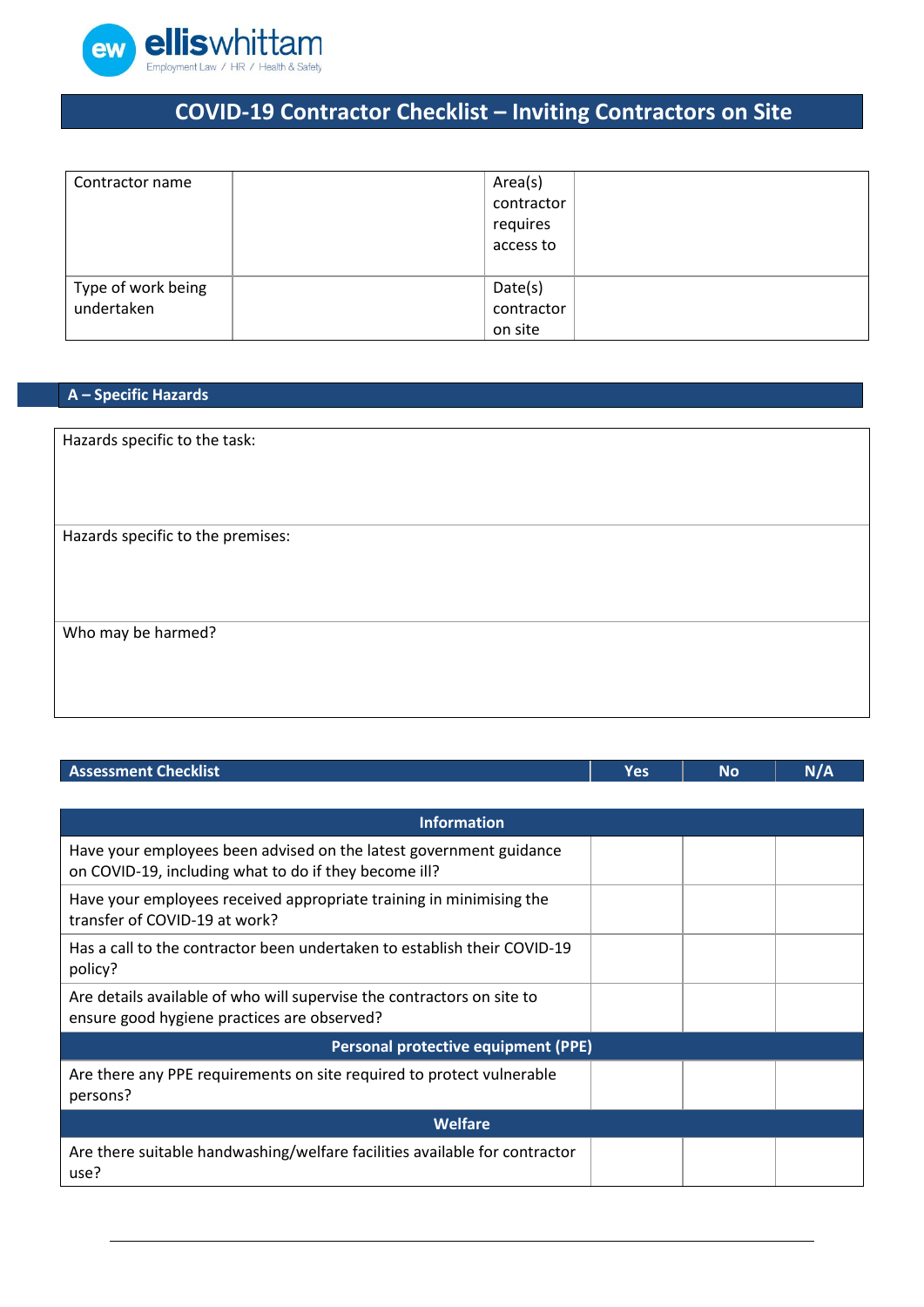# COVID-19 Contractor Checklist – Inviting Contractors on Site

| Contractor name | | Area(s) contractor requires access to | |
|---|---|---|---|
| Type of work being undertaken | | Date(s) contractor on site | |

## A – Specific Hazards

| Hazards specific to the task: |
|---|
| Hazards specific to the premises: |
| Who may be harmed? |

| Assessment Checklist | Yes | No | N/A |
|---|---|---|---|
| **Information** | | | |
| Have your employees been advised on the latest government guidance on COVID-19, including what to do if they become ill? | | | |
| Have your employees received appropriate training in minimising the transfer of COVID-19 at work? | | | |
| Has a call to the contractor been undertaken to establish their COVID-19 policy? | | | |
| Are details available of who will supervise the contractors on site to ensure good hygiene practices are observed? | | | |
| **Personal protective equipment (PPE)** | | | |
| Are there any PPE requirements on site required to protect vulnerable persons? | | | |
| **Welfare** | | | |
| Are there suitable handwashing/welfare facilities available for contractor use? | | | |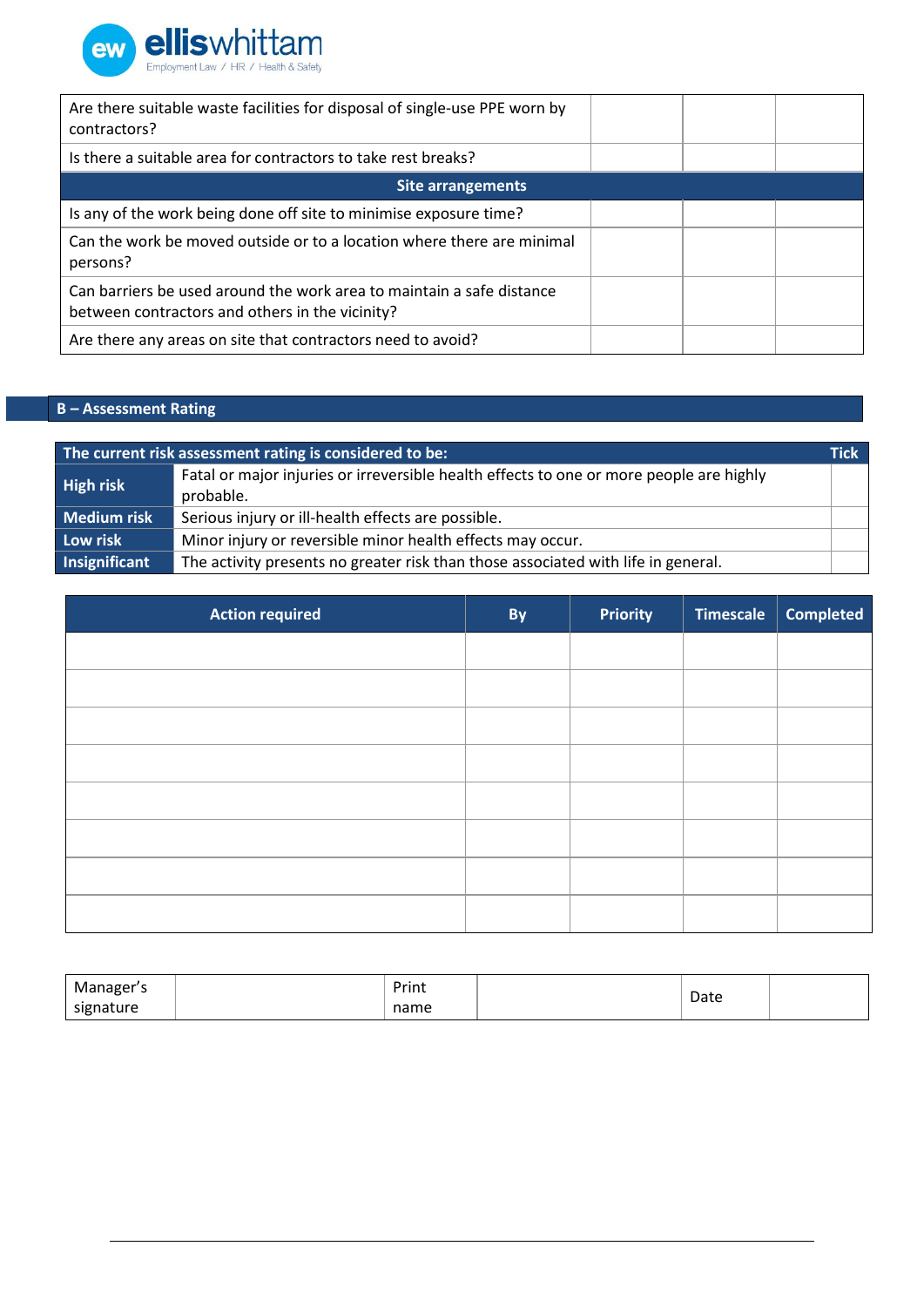| | | | |
|---|---|---|---|
| Are there suitable waste facilities for disposal of single-use PPE worn by contractors? | | | |
| Is there a suitable area for contractors to take rest breaks? | | | |
| **Site arrangements** | | | |
| Is any of the work being done off site to minimise exposure time? | | | |
| Can the work be moved outside or to a location where there are minimal persons? | | | |
| Can barriers be used around the work area to maintain a safe distance between contractors and others in the vicinity? | | | |
| Are there any areas on site that contractors need to avoid? | | | |

## B – Assessment Rating

| The current risk assessment rating is considered to be: | | Tick |
|---|---|---|
| **High risk** | Fatal or major injuries or irreversible health effects to one or more people are highly probable. | |
| **Medium risk** | Serious injury or ill-health effects are possible. | |
| **Low risk** | Minor injury or reversible minor health effects may occur. | |
| **Insignificant** | The activity presents no greater risk than those associated with life in general. | |

| Action required | By | Priority | Timescale | Completed |
|---|---|---|---|---|
| | | | | |
| | | | | |
| | | | | |
| | | | | |
| | | | | |
| | | | | |
| | | | | |
| | | | | |

| | | | | | |
|---|---|---|---|---|---|
| Manager's signature | | Print name | | Date | |